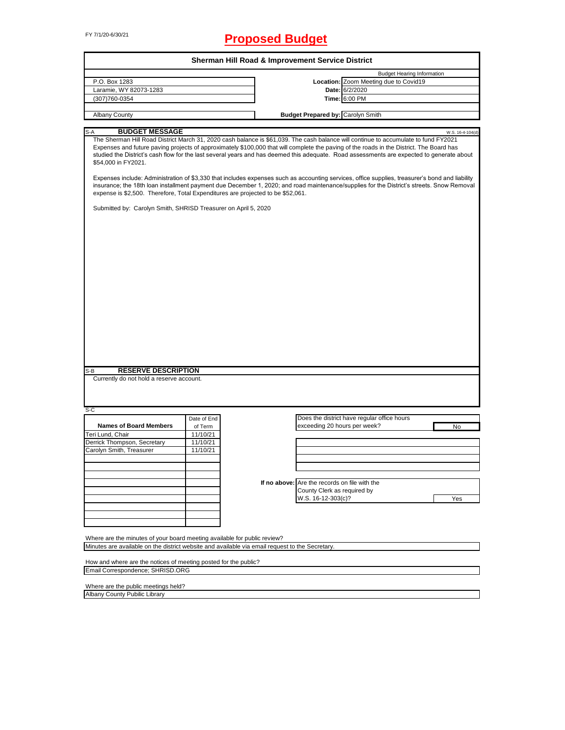FY 7/1/20-6/30/21

# Proposed Budget

## Sherman Hill Road & Improvement Service District

| | | |
|---|---|---|
| P.O. Box 1283 | | Budget Hearing Information |
| Laramie, WY 82073-1283 | **Location:** | Zoom Meeting due to Covid19 |
| (307)760-0354 | **Date:** | 6/2/2020 |
| | **Time:** | 6:00 PM |
| Albany County | **Budget Prepared by:** | Carolyn Smith |

### S-A BUDGET MESSAGE

W.S. 16-4-104(d)

The Sherman Hill Road District March 31, 2020 cash balance is $61,039. The cash balance will continue to accumulate to fund FY2021 Expenses and future paving projects of approximately $100,000 that will complete the paving of the roads in the District. The Board has studied the District's cash flow for the last several years and has deemed this adequate. Road assessments are expected to generate about $54,000 in FY2021.

Expenses include: Administration of $3,330 that includes expenses such as accounting services, office supplies, treasurer's bond and liability insurance; the 18th loan installment payment due December 1, 2020; and road maintenance/supplies for the District's streets. Snow Removal expense is $2,500. Therefore, Total Expenditures are projected to be $52,061.

Submitted by: Carolyn Smith, SHRISD Treasurer on April 5, 2020

### S-B RESERVE DESCRIPTION

Currently do not hold a reserve account.

### S-C

| Names of Board Members | Date of End of Term |
|---|---|
| Teri Lund, Chair | 11/10/21 |
| Derrick Thompson, Secretary | 11/10/21 |
| Carolyn Smith, Treasurer | 11/10/21 |

Does the district have regular office hours exceeding 20 hours per week? **No**

**If no above:** Are the records on file with the County Clerk as required by W.S. 16-12-303(c)? **Yes**

Where are the minutes of your board meeting available for public review?

Minutes are available on the district website and available via email request to the Secretary.

How and where are the notices of meeting posted for the public?

Email Correspondence; SHRISD.ORG

Where are the public meetings held?

Albany County Pubilic Library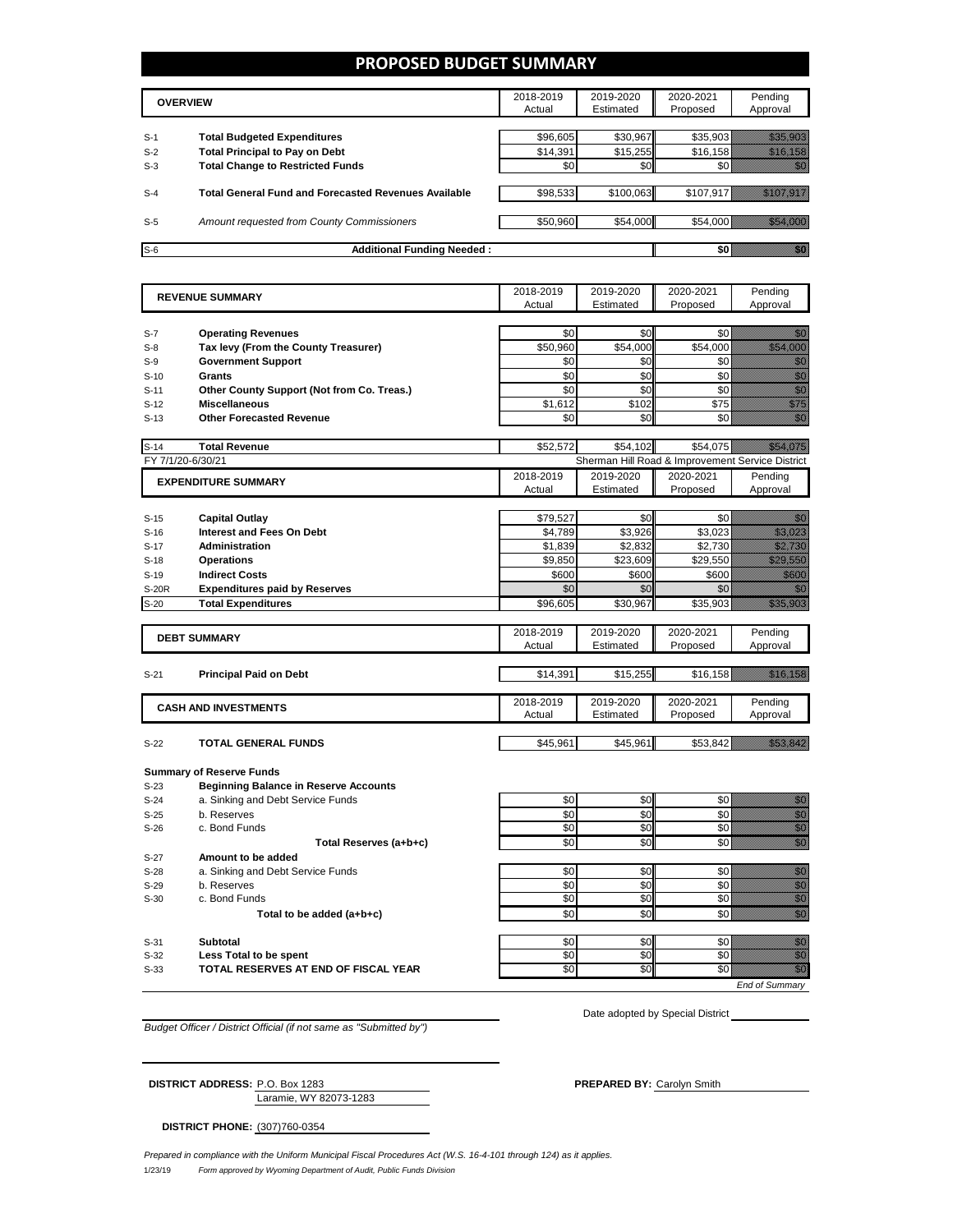# PROPOSED BUDGET SUMMARY

| | OVERVIEW | 2018-2019 Actual | 2019-2020 Estimated | 2020-2021 Proposed | Pending Approval |
|---|---|---|---|---|---|
| S-1 | **Total Budgeted Expenditures** | $96,605 | $30,967 | $35,903 | $35,903 |
| S-2 | **Total Principal to Pay on Debt** | $14,391 | $15,255 | $16,158 | $16,158 |
| S-3 | **Total Change to Restricted Funds** | $0 | $0 | $0 | $0 |
| S-4 | **Total General Fund and Forecasted Revenues Available** | $98,533 | $100,063 | $107,917 | $107,917 |
| S-5 | *Amount requested from County Commissioners* | $50,960 | $54,000 | $54,000 | $54,000 |
| S-6 | **Additional Funding Needed :** | | | $0 | $0 |

| | REVENUE SUMMARY | 2018-2019 Actual | 2019-2020 Estimated | 2020-2021 Proposed | Pending Approval |
|---|---|---|---|---|---|
| S-7 | **Operating Revenues** | $0 | $0 | $0 | $0 |
| S-8 | **Tax levy (From the County Treasurer)** | $50,960 | $54,000 | $54,000 | $54,000 |
| S-9 | **Government Support** | $0 | $0 | $0 | $0 |
| S-10 | **Grants** | $0 | $0 | $0 | $0 |
| S-11 | **Other County Support (Not from Co. Treas.)** | $0 | $0 | $0 | $0 |
| S-12 | **Miscellaneous** | $1,612 | $102 | $75 | $75 |
| S-13 | **Other Forecasted Revenue** | $0 | $0 | $0 | $0 |
| S-14 | **Total Revenue** | $52,572 | $54,102 | $54,075 | $54,075 |

FY 7/1/20-6/30/21 — Sherman Hill Road & Improvement Service District

| | EXPENDITURE SUMMARY | 2018-2019 Actual | 2019-2020 Estimated | 2020-2021 Proposed | Pending Approval |
|---|---|---|---|---|---|
| S-15 | **Capital Outlay** | $79,527 | $0 | $0 | $0 |
| S-16 | **Interest and Fees On Debt** | $4,789 | $3,926 | $3,023 | $3,023 |
| S-17 | **Administration** | $1,839 | $2,832 | $2,730 | $2,730 |
| S-18 | **Operations** | $9,850 | $23,609 | $29,550 | $29,550 |
| S-19 | **Indirect Costs** | $600 | $600 | $600 | $600 |
| S-20R | **Expenditures paid by Reserves** | $0 | $0 | $0 | $0 |
| S-20 | **Total Expenditures** | $96,605 | $30,967 | $35,903 | $35,903 |

| | DEBT SUMMARY | 2018-2019 Actual | 2019-2020 Estimated | 2020-2021 Proposed | Pending Approval |
|---|---|---|---|---|---|
| S-21 | **Principal Paid on Debt** | $14,391 | $15,255 | $16,158 | $16,158 |

| | CASH AND INVESTMENTS | 2018-2019 Actual | 2019-2020 Estimated | 2020-2021 Proposed | Pending Approval |
|---|---|---|---|---|---|
| S-22 | **TOTAL GENERAL FUNDS** | $45,961 | $45,961 | $53,842 | $53,842 |

**Summary of Reserve Funds**

| | | 2018-2019 Actual | 2019-2020 Estimated | 2020-2021 Proposed | Pending Approval |
|---|---|---|---|---|---|
| S-23 | **Beginning Balance in Reserve Accounts** | | | | |
| S-24 | a. Sinking and Debt Service Funds | $0 | $0 | $0 | $0 |
| S-25 | b. Reserves | $0 | $0 | $0 | $0 |
| S-26 | c. Bond Funds | $0 | $0 | $0 | $0 |
| | **Total Reserves (a+b+c)** | $0 | $0 | $0 | $0 |
| S-27 | **Amount to be added** | | | | |
| S-28 | a. Sinking and Debt Service Funds | $0 | $0 | $0 | $0 |
| S-29 | b. Reserves | $0 | $0 | $0 | $0 |
| S-30 | c. Bond Funds | $0 | $0 | $0 | $0 |
| | **Total to be added (a+b+c)** | $0 | $0 | $0 | $0 |
| S-31 | **Subtotal** | $0 | $0 | $0 | $0 |
| S-32 | **Less Total to be spent** | $0 | $0 | $0 | $0 |
| S-33 | **TOTAL RESERVES AT END OF FISCAL YEAR** | $0 | $0 | $0 | $0 |

*End of Summary*

*Budget Officer / District Official (if not same as "Submitted by")*

Date adopted by Special District

**DISTRICT ADDRESS:** P.O. Box 1283
Laramie, WY 82073-1283

**PREPARED BY:** Carolyn Smith

**DISTRICT PHONE:** (307)760-0354

*Prepared in compliance with the Uniform Municipal Fiscal Procedures Act (W.S. 16-4-101 through 124) as it applies.*

1/23/19 *Form approved by Wyoming Department of Audit, Public Funds Division*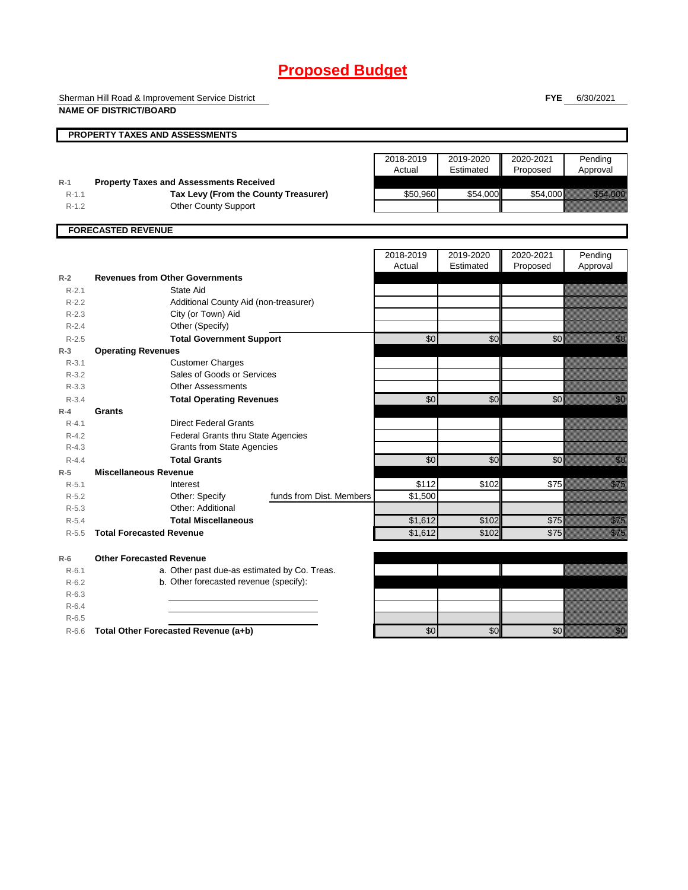# Proposed Budget

Sherman Hill Road & Improvement Service District

**NAME OF DISTRICT/BOARD**

**FYE** 6/30/2021

## PROPERTY TAXES AND ASSESSMENTS

| | | 2018-2019 Actual | 2019-2020 Estimated | 2020-2021 Proposed | Pending Approval |
|---|---|---|---|---|---|
| R-1 | **Property Taxes and Assessments Received** | | | | |
| R-1.1 | **Tax Levy (From the County Treasurer)** | $50,960 | $54,000 | $54,000 | $54,000 |
| R-1.2 | Other County Support | | | | |

## FORECASTED REVENUE

| | | 2018-2019 Actual | 2019-2020 Estimated | 2020-2021 Proposed | Pending Approval |
|---|---|---|---|---|---|
| R-2 | **Revenues from Other Governments** | | | | |
| R-2.1 | State Aid | | | | |
| R-2.2 | Additional County Aid (non-treasurer) | | | | |
| R-2.3 | City (or Town) Aid | | | | |
| R-2.4 | Other (Specify) | | | | |
| R-2.5 | **Total Government Support** | $0 | $0 | $0 | $0 |
| R-3 | **Operating Revenues** | | | | |
| R-3.1 | Customer Charges | | | | |
| R-3.2 | Sales of Goods or Services | | | | |
| R-3.3 | Other Assessments | | | | |
| R-3.4 | **Total Operating Revenues** | $0 | $0 | $0 | $0 |
| R-4 | **Grants** | | | | |
| R-4.1 | Direct Federal Grants | | | | |
| R-4.2 | Federal Grants thru State Agencies | | | | |
| R-4.3 | Grants from State Agencies | | | | |
| R-4.4 | **Total Grants** | $0 | $0 | $0 | $0 |
| R-5 | **Miscellaneous Revenue** | | | | |
| R-5.1 | Interest | $112 | $102 | $75 | $75 |
| R-5.2 | Other: Specify — funds from Dist. Members | $1,500 | | | |
| R-5.3 | Other: Additional | | | | |
| R-5.4 | **Total Miscellaneous** | $1,612 | $102 | $75 | $75 |
| R-5.5 | **Total Forecasted Revenue** | $1,612 | $102 | $75 | $75 |
| R-6 | **Other Forecasted Revenue** | | | | |
| R-6.1 | a. Other past due-as estimated by Co. Treas. | | | | |
| R-6.2 | b. Other forecasted revenue (specify): | | | | |
| R-6.3 | | | | | |
| R-6.4 | | | | | |
| R-6.5 | | | | | |
| R-6.6 | **Total Other Forecasted Revenue (a+b)** | $0 | $0 | $0 | $0 |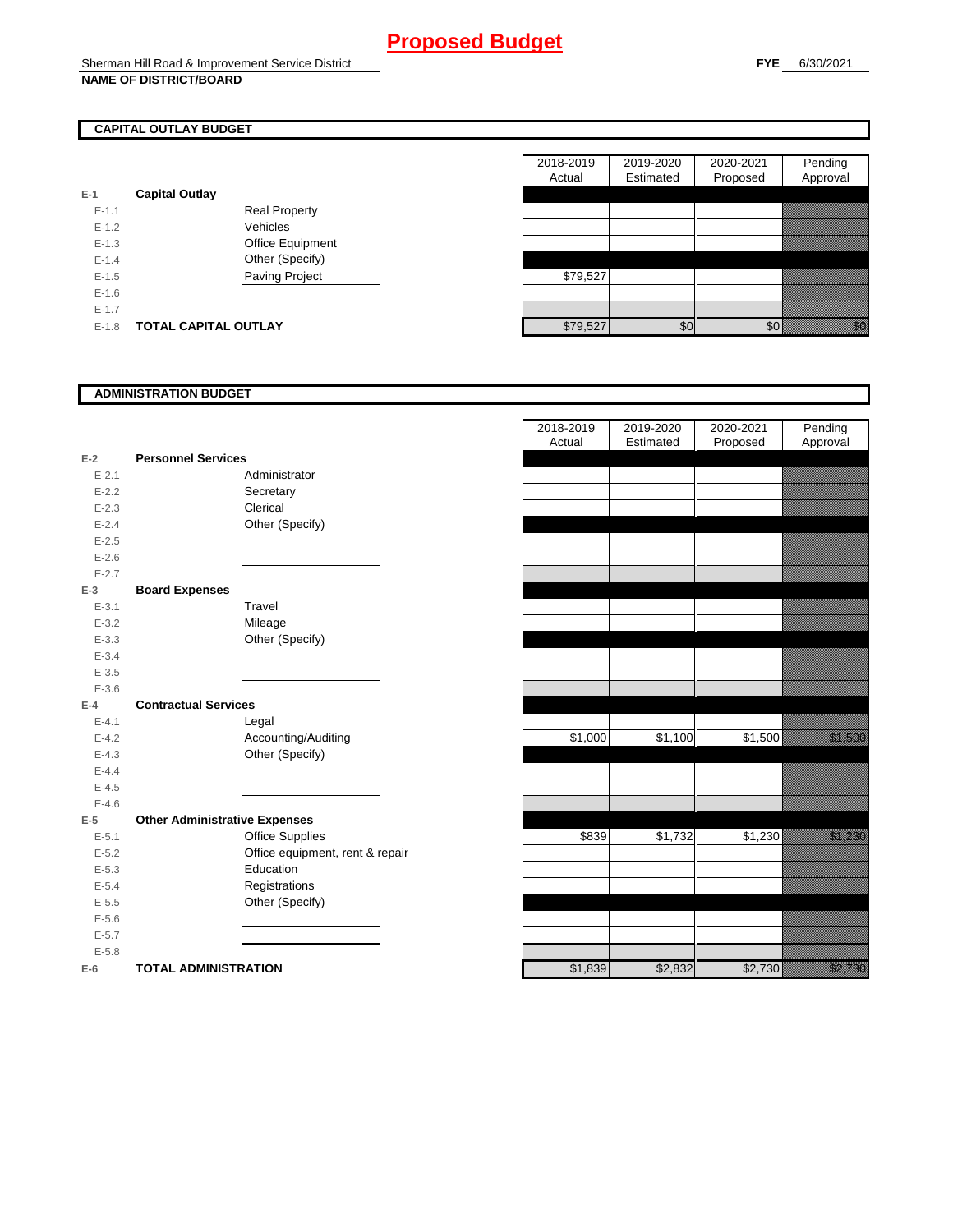# Proposed Budget

Sherman Hill Road & Improvement Service District
**NAME OF DISTRICT/BOARD**

**FYE** 6/30/2021

## CAPITAL OUTLAY BUDGET

| | | | 2018-2019 Actual | 2019-2020 Estimated | 2020-2021 Proposed | Pending Approval |
|---|---|---|---|---|---|---|
| **E-1** | **Capital Outlay** | | | | | |
| E-1.1 | | Real Property | | | | |
| E-1.2 | | Vehicles | | | | |
| E-1.3 | | Office Equipment | | | | |
| E-1.4 | | Other (Specify) | | | | |
| E-1.5 | | Paving Project | $79,527 | | | |
| E-1.6 | | | | | | |
| E-1.7 | | | | | | |
| E-1.8 | **TOTAL CAPITAL OUTLAY** | | $79,527 | $0 | $0 | $0 |

## ADMINISTRATION BUDGET

| | | | 2018-2019 Actual | 2019-2020 Estimated | 2020-2021 Proposed | Pending Approval |
|---|---|---|---|---|---|---|
| **E-2** | **Personnel Services** | | | | | |
| E-2.1 | | Administrator | | | | |
| E-2.2 | | Secretary | | | | |
| E-2.3 | | Clerical | | | | |
| E-2.4 | | Other (Specify) | | | | |
| E-2.5 | | | | | | |
| E-2.6 | | | | | | |
| E-2.7 | | | | | | |
| **E-3** | **Board Expenses** | | | | | |
| E-3.1 | | Travel | | | | |
| E-3.2 | | Mileage | | | | |
| E-3.3 | | Other (Specify) | | | | |
| E-3.4 | | | | | | |
| E-3.5 | | | | | | |
| E-3.6 | | | | | | |
| **E-4** | **Contractual Services** | | | | | |
| E-4.1 | | Legal | | | | |
| E-4.2 | | Accounting/Auditing | $1,000 | $1,100 | $1,500 | $1,500 |
| E-4.3 | | Other (Specify) | | | | |
| E-4.4 | | | | | | |
| E-4.5 | | | | | | |
| E-4.6 | | | | | | |
| **E-5** | **Other Administrative Expenses** | | | | | |
| E-5.1 | | Office Supplies | $839 | $1,732 | $1,230 | $1,230 |
| E-5.2 | | Office equipment, rent & repair | | | | |
| E-5.3 | | Education | | | | |
| E-5.4 | | Registrations | | | | |
| E-5.5 | | Other (Specify) | | | | |
| E-5.6 | | | | | | |
| E-5.7 | | | | | | |
| E-5.8 | | | | | | |
| **E-6** | **TOTAL ADMINISTRATION** | | $1,839 | $2,832 | $2,730 | $2,730 |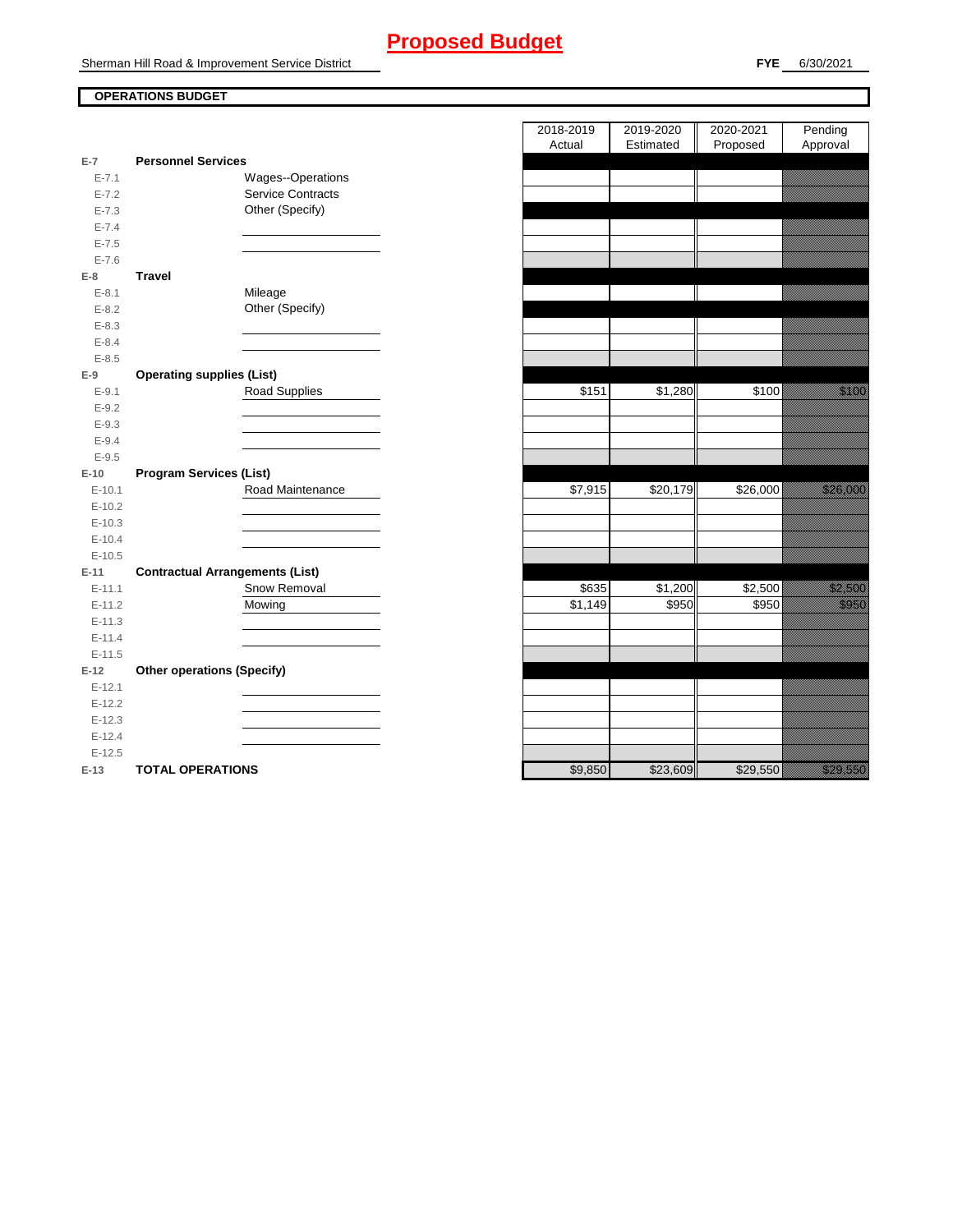# Proposed Budget

Sherman Hill Road & Improvement Service District

**FYE** 6/30/2021

**OPERATIONS BUDGET**

| | | | 2018-2019 Actual | 2019-2020 Estimated | 2020-2021 Proposed | Pending Approval |
|---|---|---|---|---|---|---|
| **E-7** | **Personnel Services** | | | | | |
| E-7.1 | | Wages--Operations | | | | |
| E-7.2 | | Service Contracts | | | | |
| E-7.3 | | Other (Specify) | | | | |
| E-7.4 | | | | | | |
| E-7.5 | | | | | | |
| E-7.6 | | | | | | |
| **E-8** | **Travel** | | | | | |
| E-8.1 | | Mileage | | | | |
| E-8.2 | | Other (Specify) | | | | |
| E-8.3 | | | | | | |
| E-8.4 | | | | | | |
| E-8.5 | | | | | | |
| **E-9** | **Operating supplies (List)** | | | | | |
| E-9.1 | | Road Supplies | $151 | $1,280 | $100 | $100 |
| E-9.2 | | | | | | |
| E-9.3 | | | | | | |
| E-9.4 | | | | | | |
| E-9.5 | | | | | | |
| **E-10** | **Program Services (List)** | | | | | |
| E-10.1 | | Road Maintenance | $7,915 | $20,179 | $26,000 | $26,000 |
| E-10.2 | | | | | | |
| E-10.3 | | | | | | |
| E-10.4 | | | | | | |
| E-10.5 | | | | | | |
| **E-11** | **Contractual Arrangements (List)** | | | | | |
| E-11.1 | | Snow Removal | $635 | $1,200 | $2,500 | $2,500 |
| E-11.2 | | Mowing | $1,149 | $950 | $950 | $950 |
| E-11.3 | | | | | | |
| E-11.4 | | | | | | |
| E-11.5 | | | | | | |
| **E-12** | **Other operations (Specify)** | | | | | |
| E-12.1 | | | | | | |
| E-12.2 | | | | | | |
| E-12.3 | | | | | | |
| E-12.4 | | | | | | |
| E-12.5 | | | | | | |
| **E-13** | **TOTAL OPERATIONS** | | $9,850 | $23,609 | $29,550 | $29,550 |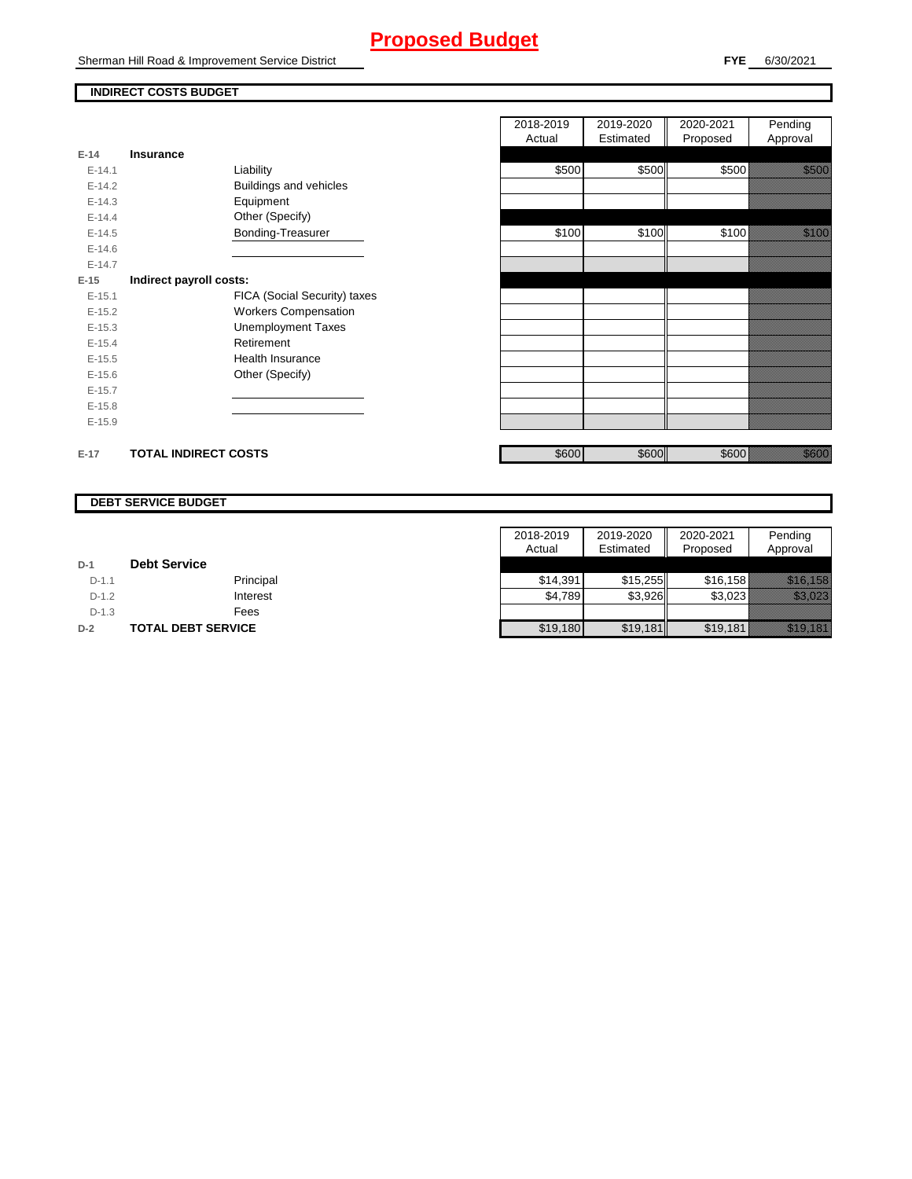# Proposed Budget

Sherman Hill Road & Improvement Service District

**FYE** 6/30/2021

## INDIRECT COSTS BUDGET

| | | | 2018-2019 Actual | 2019-2020 Estimated | 2020-2021 Proposed | Pending Approval |
|---|---|---|---|---|---|---|
| **E-14** | **Insurance** | | | | | |
| E-14.1 | | Liability | $500 | $500 | $500 | $500 |
| E-14.2 | | Buildings and vehicles | | | | |
| E-14.3 | | Equipment | | | | |
| E-14.4 | | Other (Specify) | | | | |
| E-14.5 | | Bonding-Treasurer | $100 | $100 | $100 | $100 |
| E-14.6 | | | | | | |
| E-14.7 | | | | | | |
| **E-15** | **Indirect payroll costs:** | | | | | |
| E-15.1 | | FICA (Social Security) taxes | | | | |
| E-15.2 | | Workers Compensation | | | | |
| E-15.3 | | Unemployment Taxes | | | | |
| E-15.4 | | Retirement | | | | |
| E-15.5 | | Health Insurance | | | | |
| E-15.6 | | Other (Specify) | | | | |
| E-15.7 | | | | | | |
| E-15.8 | | | | | | |
| E-15.9 | | | | | | |
| **E-17** | **TOTAL INDIRECT COSTS** | | $600 | $600 | $600 | $600 |

## DEBT SERVICE BUDGET

| | | | 2018-2019 Actual | 2019-2020 Estimated | 2020-2021 Proposed | Pending Approval |
|---|---|---|---|---|---|---|
| **D-1** | **Debt Service** | | | | | |
| D-1.1 | | Principal | $14,391 | $15,255 | $16,158 | $16,158 |
| D-1.2 | | Interest | $4,789 | $3,926 | $3,023 | $3,023 |
| D-1.3 | | Fees | | | | |
| **D-2** | **TOTAL DEBT SERVICE** | | $19,180 | $19,181 | $19,181 | $19,181 |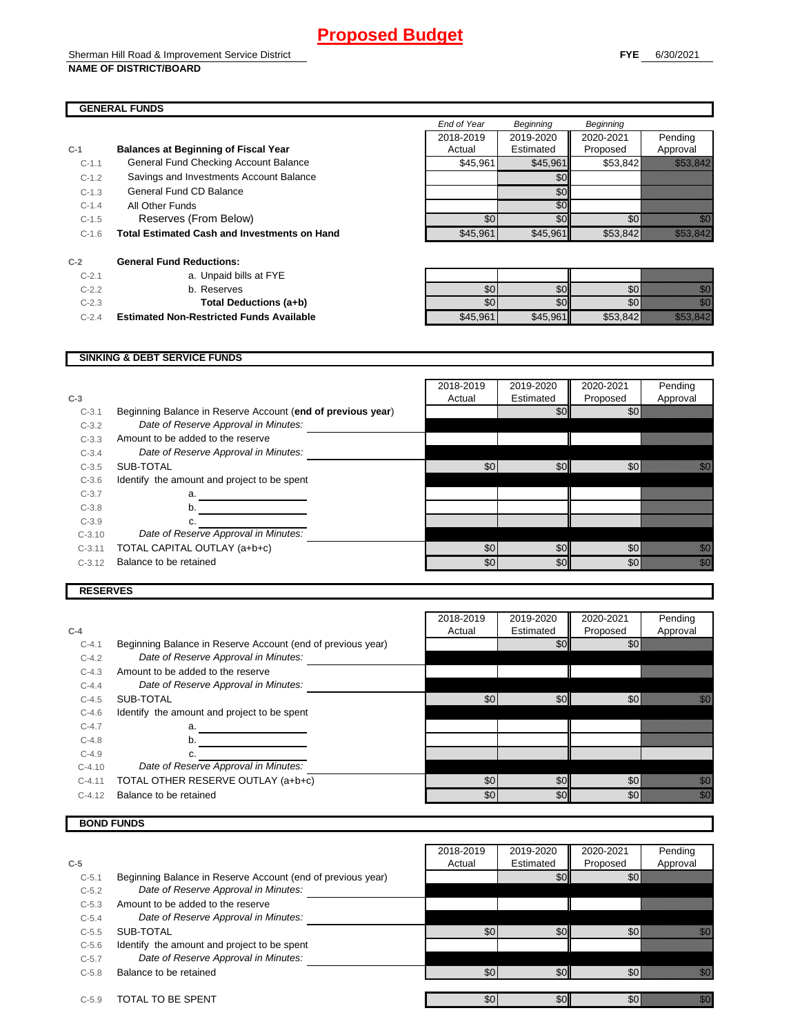# Proposed Budget

Sherman Hill Road & Improvement Service District

**NAME OF DISTRICT/BOARD**

**FYE** 6/30/2021

## GENERAL FUNDS

| | | End of Year | Beginning | Beginning | |
|---|---|---|---|---|---|
| | | 2018-2019 | 2019-2020 | 2020-2021 | Pending |
| **C-1** | **Balances at Beginning of Fiscal Year** | Actual | Estimated | Proposed | Approval |
| C-1.1 | General Fund Checking Account Balance | $45,961 | $45,961 | $53,842 | $53,842 |
| C-1.2 | Savings and Investments Account Balance | | $0 | | |
| C-1.3 | General Fund CD Balance | | $0 | | |
| C-1.4 | All Other Funds | | $0 | | |
| C-1.5 | Reserves (From Below) | $0 | $0 | $0 | $0 |
| C-1.6 | **Total Estimated Cash and Investments on Hand** | $45,961 | $45,961 | $53,842 | $53,842 |

| | | | | | |
|---|---|---|---|---|---|
| **C-2** | **General Fund Reductions:** | | | | |
| C-2.1 | a. Unpaid bills at FYE | | | | |
| C-2.2 | b. Reserves | $0 | $0 | $0 | $0 |
| C-2.3 | **Total Deductions (a+b)** | $0 | $0 | $0 | $0 |
| C-2.4 | **Estimated Non-Restricted Funds Available** | $45,961 | $45,961 | $53,842 | $53,842 |

## SINKING & DEBT SERVICE FUNDS

| | | 2018-2019 | 2019-2020 | 2020-2021 | Pending |
|---|---|---|---|---|---|
| **C-3** | | Actual | Estimated | Proposed | Approval |
| C-3.1 | Beginning Balance in Reserve Account (**end of previous year**) | | $0 | $0 | |
| C-3.2 | *Date of Reserve Approval in Minutes:* | | | | |
| C-3.3 | Amount to be added to the reserve | | | | |
| C-3.4 | *Date of Reserve Approval in Minutes:* | | | | |
| C-3.5 | SUB-TOTAL | $0 | $0 | $0 | $0 |
| C-3.6 | Identify the amount and project to be spent | | | | |
| C-3.7 | a. | | | | |
| C-3.8 | b. | | | | |
| C-3.9 | c. | | | | |
| C-3.10 | *Date of Reserve Approval in Minutes:* | | | | |
| C-3.11 | TOTAL CAPITAL OUTLAY (a+b+c) | $0 | $0 | $0 | $0 |
| C-3.12 | Balance to be retained | $0 | $0 | $0 | $0 |

## RESERVES

| | | 2018-2019 | 2019-2020 | 2020-2021 | Pending |
|---|---|---|---|---|---|
| **C-4** | | Actual | Estimated | Proposed | Approval |
| C-4.1 | Beginning Balance in Reserve Account (end of previous year) | | $0 | $0 | |
| C-4.2 | *Date of Reserve Approval in Minutes:* | | | | |
| C-4.3 | Amount to be added to the reserve | | | | |
| C-4.4 | *Date of Reserve Approval in Minutes:* | | | | |
| C-4.5 | SUB-TOTAL | $0 | $0 | $0 | $0 |
| C-4.6 | Identify the amount and project to be spent | | | | |
| C-4.7 | a. | | | | |
| C-4.8 | b. | | | | |
| C-4.9 | c. | | | | |
| C-4.10 | *Date of Reserve Approval in Minutes:* | | | | |
| C-4.11 | TOTAL OTHER RESERVE OUTLAY (a+b+c) | $0 | $0 | $0 | $0 |
| C-4.12 | Balance to be retained | $0 | $0 | $0 | $0 |

## BOND FUNDS

| | | 2018-2019 | 2019-2020 | 2020-2021 | Pending |
|---|---|---|---|---|---|
| **C-5** | | Actual | Estimated | Proposed | Approval |
| C-5.1 | Beginning Balance in Reserve Account (end of previous year) | | $0 | $0 | |
| C-5.2 | *Date of Reserve Approval in Minutes:* | | | | |
| C-5.3 | Amount to be added to the reserve | | | | |
| C-5.4 | *Date of Reserve Approval in Minutes:* | | | | |
| C-5.5 | SUB-TOTAL | $0 | $0 | $0 | $0 |
| C-5.6 | Identify the amount and project to be spent | | | | |
| C-5.7 | *Date of Reserve Approval in Minutes:* | | | | |
| C-5.8 | Balance to be retained | $0 | $0 | $0 | $0 |
| C-5.9 | TOTAL TO BE SPENT | $0 | $0 | $0 | $0 |